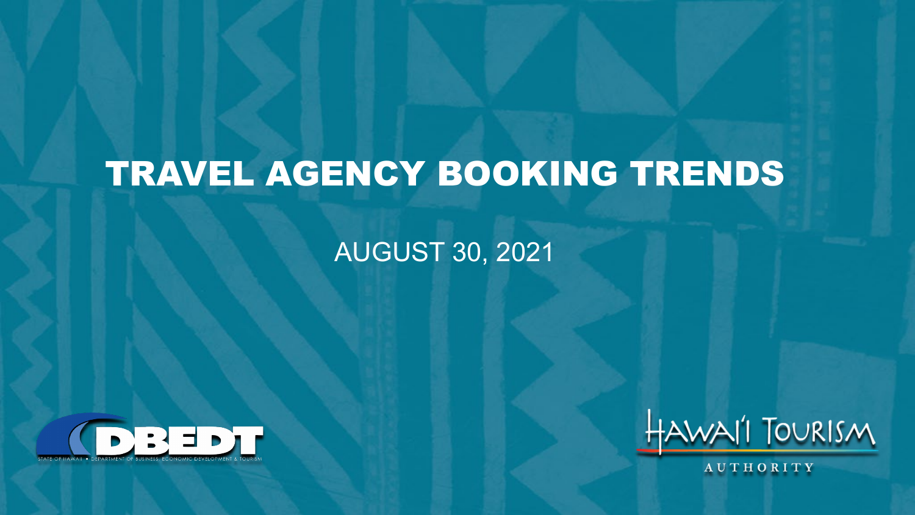# TRAVEL AGENCY BOOKING TRENDS

AUGUST 30, 2021

DBEDT

STATE OF HAWAII • DEPARTMENT OF BUSINESS, ECONOMIC DEVELOPMENT & TOURISM

HAWAI'I TOURISM AUTHORITY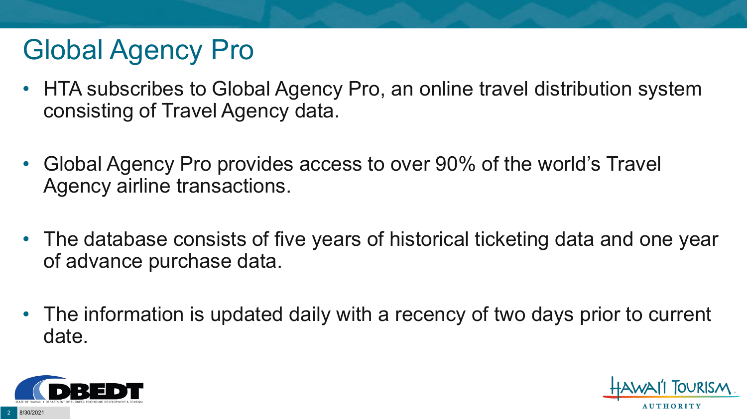# Global Agency Pro

- HTA subscribes to Global Agency Pro, an online travel distribution system consisting of Travel Agency data.
- Global Agency Pro provides access to over 90% of the world's Travel Agency airline transactions.
- The database consists of five years of historical ticketing data and one year of advance purchase data.
- The information is updated daily with a recency of two days prior to current date.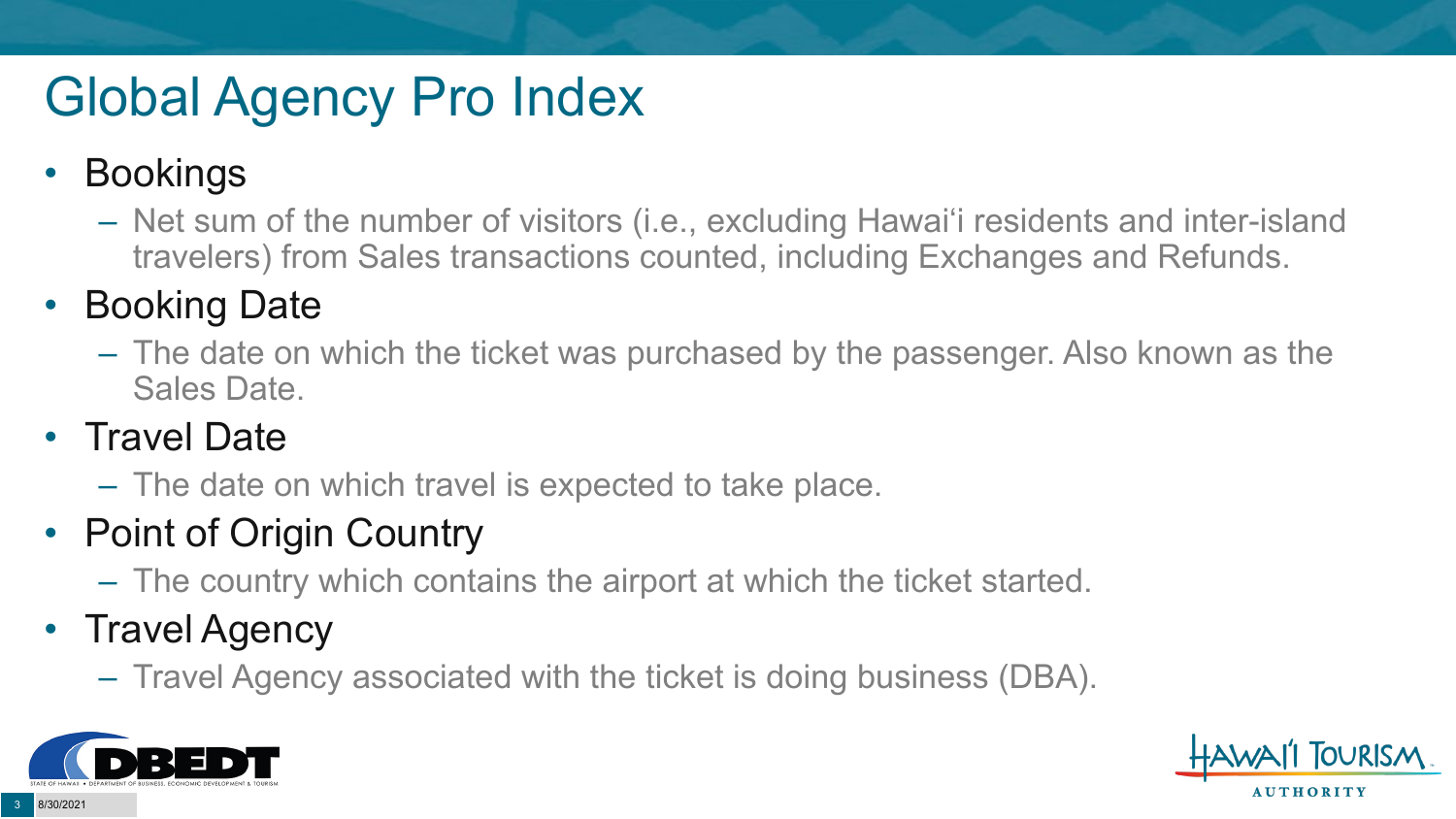# Global Agency Pro Index

- Bookings
  - Net sum of the number of visitors (i.e., excluding Hawai‘i residents and inter-island travelers) from Sales transactions counted, including Exchanges and Refunds.
- Booking Date
  - The date on which the ticket was purchased by the passenger. Also known as the Sales Date.
- Travel Date
  - The date on which travel is expected to take place.
- Point of Origin Country
  - The country which contains the airport at which the ticket started.
- Travel Agency
  - Travel Agency associated with the ticket is doing business (DBA).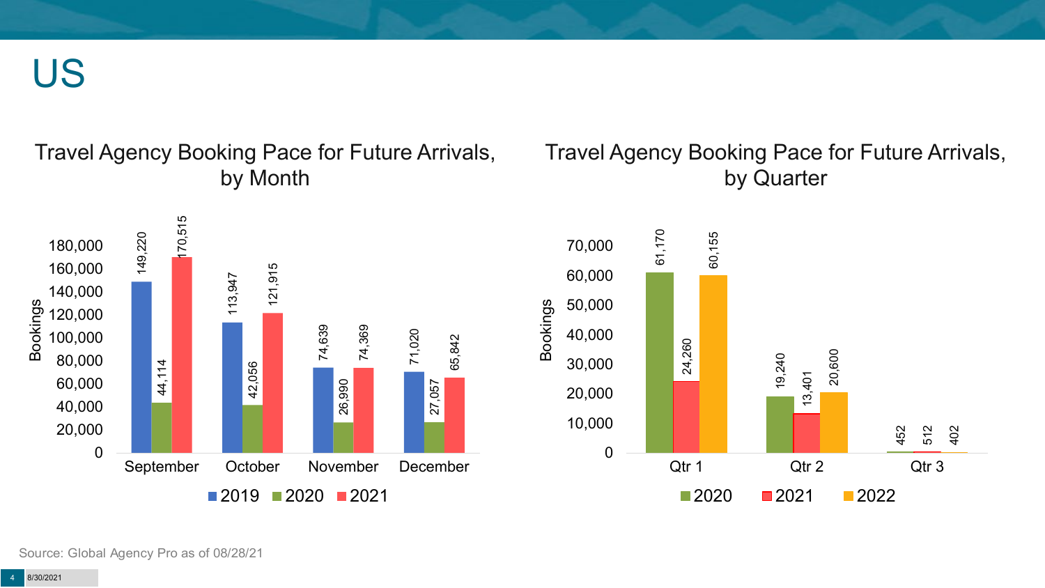# US

## Travel Agency Booking Pace for Future Arrivals, by Month

| Month | 2019 | 2020 | 2021 |
|---|---|---|---|
| September | 149,220 | 44,114 | 170,515 |
| October | 113,947 | 42,056 | 121,915 |
| November | 74,639 | 26,990 | 74,369 |
| December | 71,020 | 27,057 | 65,842 |

## Travel Agency Booking Pace for Future Arrivals, by Quarter

| Quarter | 2020 | 2021 | 2022 |
|---|---|---|---|
| Qtr 1 | 61,170 | 24,260 | 60,155 |
| Qtr 2 | 19,240 | 13,401 | 20,600 |
| Qtr 3 | 452 | 512 | 402 |

Source: Global Agency Pro as of 08/28/21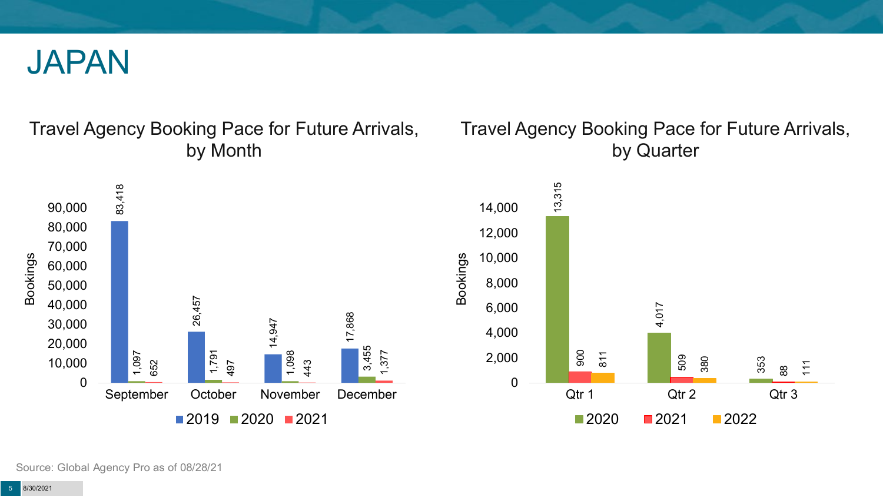# JAPAN

## Travel Agency Booking Pace for Future Arrivals, by Month

| Month | 2019 | 2020 | 2021 |
| --- | --- | --- | --- |
| September | 83,418 | 1,097 | 652 |
| October | 26,457 | 1,791 | 497 |
| November | 14,947 | 1,098 | 443 |
| December | 17,868 | 3,455 | 1,377 |

## Travel Agency Booking Pace for Future Arrivals, by Quarter

| Quarter | 2020 | 2021 | 2022 |
| --- | --- | --- | --- |
| Qtr 1 | 13,315 | 900 | 811 |
| Qtr 2 | 4,017 | 509 | 380 |
| Qtr 3 | 353 | 88 | 111 |

Source: Global Agency Pro as of 08/28/21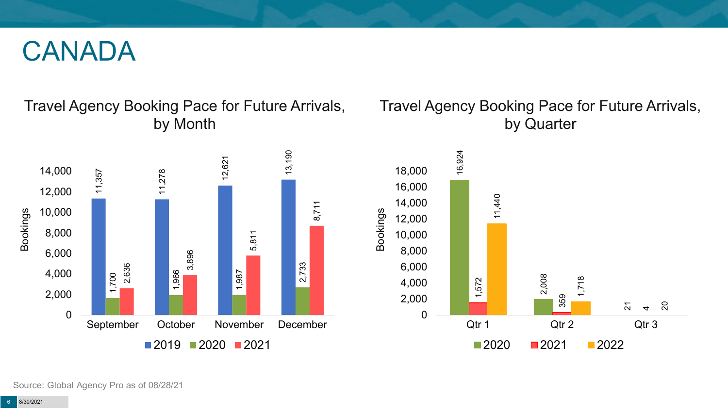# CANADA

## Travel Agency Booking Pace for Future Arrivals, by Month

| Month | 2019 | 2020 | 2021 |
|---|---|---|---|
| September | 11,357 | 1,700 | 2,636 |
| October | 11,278 | 1,966 | 3,896 |
| November | 12,621 | 1,987 | 5,811 |
| December | 13,190 | 2,733 | 8,711 |

## Travel Agency Booking Pace for Future Arrivals, by Quarter

| Quarter | 2020 | 2021 | 2022 |
|---|---|---|---|
| Qtr 1 | 16,924 | 1,572 | 11,440 |
| Qtr 2 | 2,008 | 359 | 1,718 |
| Qtr 3 | 21 | 4 | 20 |

Source: Global Agency Pro as of 08/28/21

8/30/2021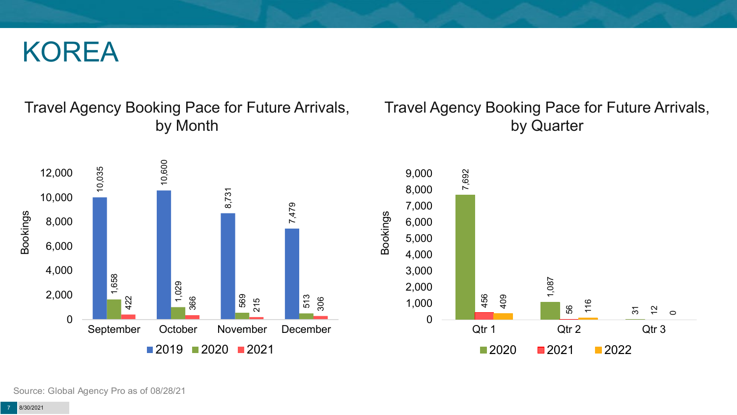# KOREA

## Travel Agency Booking Pace for Future Arrivals, by Month

| Month | 2019 | 2020 | 2021 |
|---|---|---|---|
| September | 10,035 | 1,658 | 422 |
| October | 10,600 | 1,029 | 366 |
| November | 8,731 | 569 | 215 |
| December | 7,479 | 513 | 306 |

## Travel Agency Booking Pace for Future Arrivals, by Quarter

| Quarter | 2020 | 2021 | 2022 |
|---|---|---|---|
| Qtr 1 | 7,692 | 456 | 409 |
| Qtr 2 | 1,087 | 56 | 116 |
| Qtr 3 | 31 | 12 | 0 |

Source: Global Agency Pro as of 08/28/21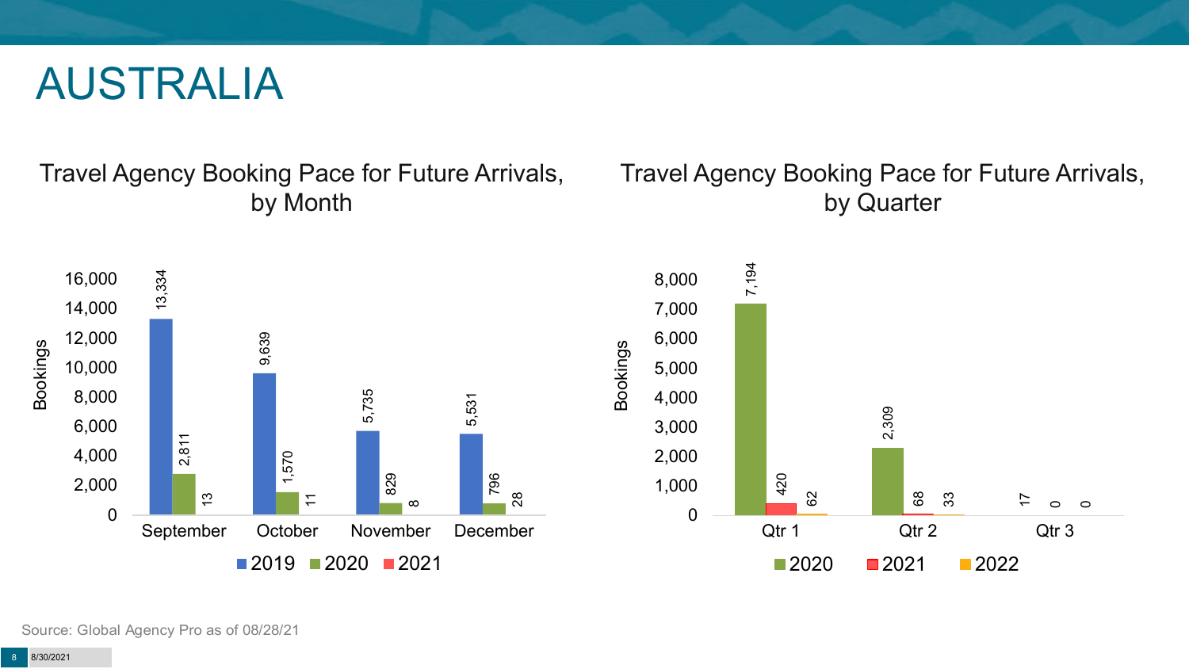# AUSTRALIA

## Travel Agency Booking Pace for Future Arrivals, by Month

| Month | 2019 | 2020 | 2021 |
|---|---|---|---|
| September | 13,334 | 2,811 | 13 |
| October | 9,639 | 1,570 | 11 |
| November | 5,735 | 829 | 8 |
| December | 5,531 | 796 | 28 |

## Travel Agency Booking Pace for Future Arrivals, by Quarter

| Quarter | 2020 | 2021 | 2022 |
|---|---|---|---|
| Qtr 1 | 7,194 | 420 | 62 |
| Qtr 2 | 2,309 | 68 | 33 |
| Qtr 3 | 17 | 0 | 0 |

Source: Global Agency Pro as of 08/28/21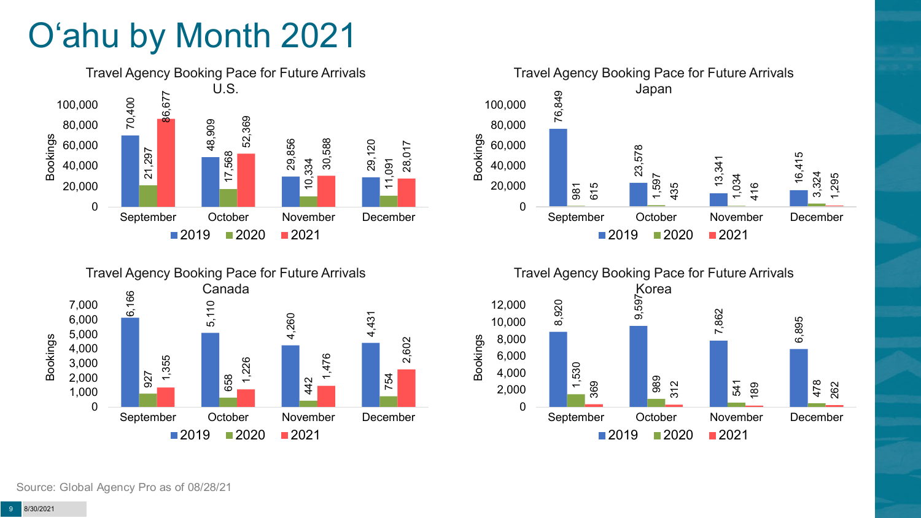# Oʻahu by Month 2021

### Travel Agency Booking Pace for Future Arrivals U.S.

| Month | 2019 | 2020 | 2021 |
| --- | --- | --- | --- |
| September | 70,400 | 21,297 | 86,677 |
| October | 48,909 | 17,568 | 52,369 |
| November | 29,856 | 10,334 | 30,588 |
| December | 29,120 | 11,091 | 28,017 |

### Travel Agency Booking Pace for Future Arrivals Japan

| Month | 2019 | 2020 | 2021 |
| --- | --- | --- | --- |
| September | 76,849 | 981 | 615 |
| October | 23,578 | 1,597 | 435 |
| November | 13,341 | 1,034 | 416 |
| December | 16,415 | 3,324 | 1,295 |

### Travel Agency Booking Pace for Future Arrivals Canada

| Month | 2019 | 2020 | 2021 |
| --- | --- | --- | --- |
| September | 6,166 | 927 | 1,355 |
| October | 5,110 | 658 | 1,226 |
| November | 4,260 | 442 | 1,476 |
| December | 4,431 | 754 | 2,602 |

### Travel Agency Booking Pace for Future Arrivals Korea

| Month | 2019 | 2020 | 2021 |
| --- | --- | --- | --- |
| September | 8,920 | 1,530 | 369 |
| October | 9,597 | 989 | 312 |
| November | 7,862 | 541 | 189 |
| December | 6,895 | 478 | 262 |

Source: Global Agency Pro as of 08/28/21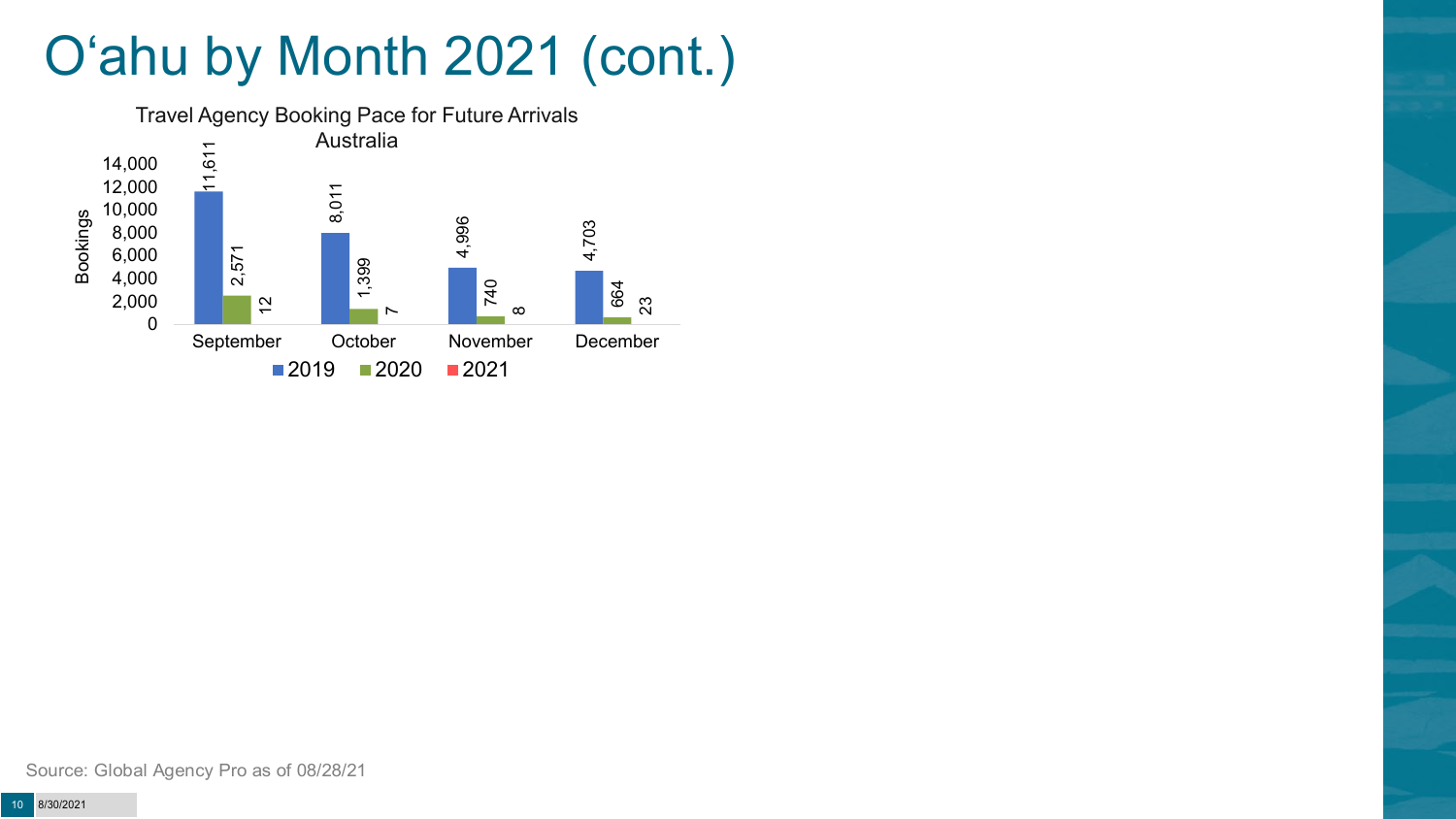# O'ahu by Month 2021 (cont.)

Travel Agency Booking Pace for Future Arrivals
Australia

| Month | 2019 | 2020 | 2021 |
|---|---|---|---|
| September | 11,611 | 2,571 | 12 |
| October | 8,011 | 1,399 | 7 |
| November | 4,996 | 740 | 8 |
| December | 4,703 | 664 | 23 |

Source: Global Agency Pro as of 08/28/21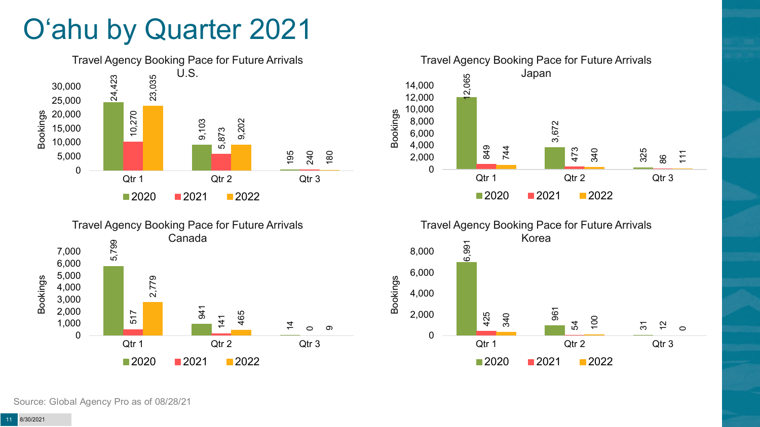# O'ahu by Quarter 2021

### Travel Agency Booking Pace for Future Arrivals U.S.

| Bookings | 2020 | 2021 | 2022 |
|---|---|---|---|
| Qtr 1 | 24,423 | 10,270 | 23,035 |
| Qtr 2 | 9,103 | 5,873 | 9,202 |
| Qtr 3 | 195 | 240 | 180 |

### Travel Agency Booking Pace for Future Arrivals Japan

| Bookings | 2020 | 2021 | 2022 |
|---|---|---|---|
| Qtr 1 | 12,065 | 849 | 744 |
| Qtr 2 | 3,672 | 473 | 340 |
| Qtr 3 | 325 | 86 | 111 |

### Travel Agency Booking Pace for Future Arrivals Canada

| Bookings | 2020 | 2021 | 2022 |
|---|---|---|---|
| Qtr 1 | 5,799 | 517 | 2,779 |
| Qtr 2 | 941 | 141 | 465 |
| Qtr 3 | 14 | 0 | 9 |

### Travel Agency Booking Pace for Future Arrivals Korea

| Bookings | 2020 | 2021 | 2022 |
|---|---|---|---|
| Qtr 1 | 6,991 | 425 | 340 |
| Qtr 2 | 961 | 54 | 100 |
| Qtr 3 | 31 | 12 | 0 |

Source: Global Agency Pro as of 08/28/21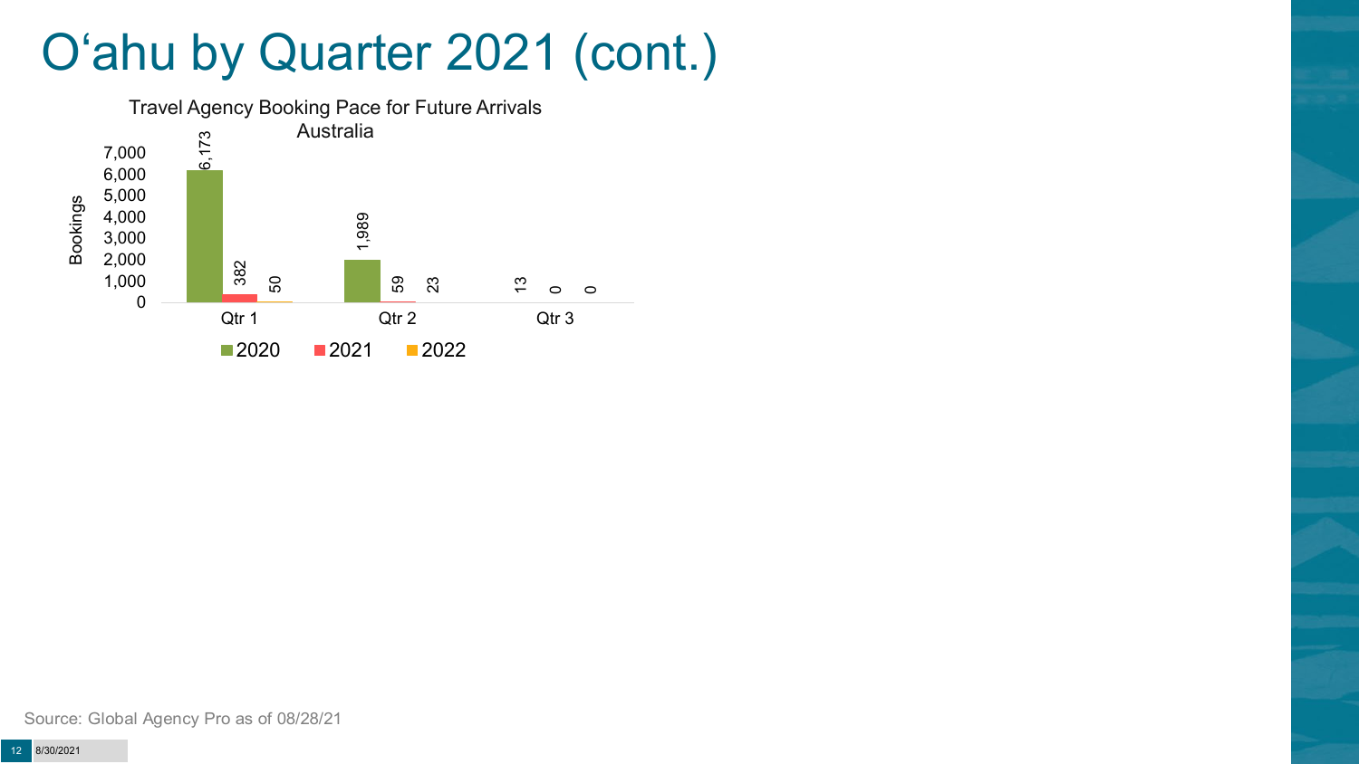# O‘ahu by Quarter 2021 (cont.)

Travel Agency Booking Pace for Future Arrivals
Australia

| | 2020 | 2021 | 2022 |
|---|---|---|---|
| Qtr 1 | 6,173 | 382 | 50 |
| Qtr 2 | 1,989 | 59 | 23 |
| Qtr 3 | 13 | 0 | 0 |

Source: Global Agency Pro as of 08/28/21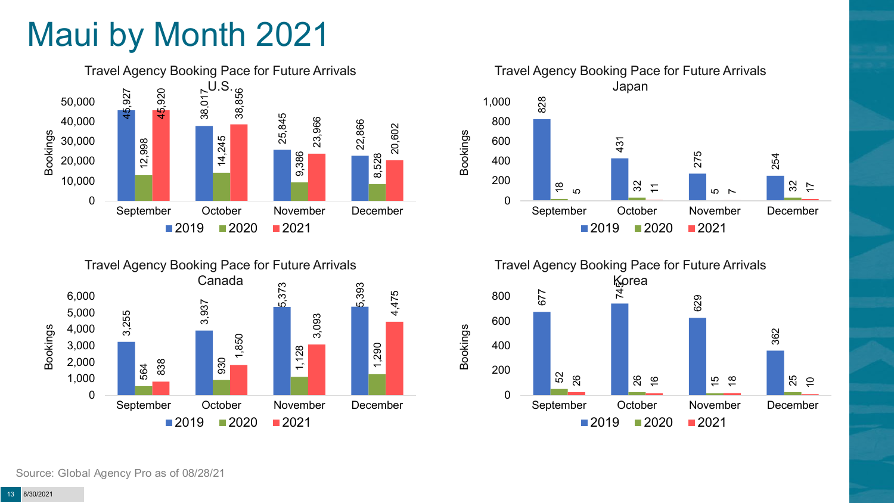# Maui by Month 2021

### Travel Agency Booking Pace for Future Arrivals U.S.

| Month | 2019 | 2020 | 2021 |
|---|---|---|---|
| September | 45,927 | 12,998 | 45,920 |
| October | 38,017 | 14,245 | 38,856 |
| November | 25,845 | 9,386 | 23,966 |
| December | 22,866 | 8,528 | 20,602 |

### Travel Agency Booking Pace for Future Arrivals Japan

| Month | 2019 | 2020 | 2021 |
|---|---|---|---|
| September | 828 | 18 | 5 |
| October | 431 | 32 | 11 |
| November | 275 | 5 | 7 |
| December | 254 | 32 | 17 |

### Travel Agency Booking Pace for Future Arrivals Canada

| Month | 2019 | 2020 | 2021 |
|---|---|---|---|
| September | 3,255 | 564 | 838 |
| October | 3,937 | 930 | 1,850 |
| November | 5,373 | 1,128 | 3,093 |
| December | 5,393 | 1,290 | 4,475 |

### Travel Agency Booking Pace for Future Arrivals Korea

| Month | 2019 | 2020 | 2021 |
|---|---|---|---|
| September | 677 | 52 | 26 |
| October | 743 | 26 | 16 |
| November | 629 | 15 | 18 |
| December | 362 | 25 | 10 |

Source: Global Agency Pro as of 08/28/21

8/30/2021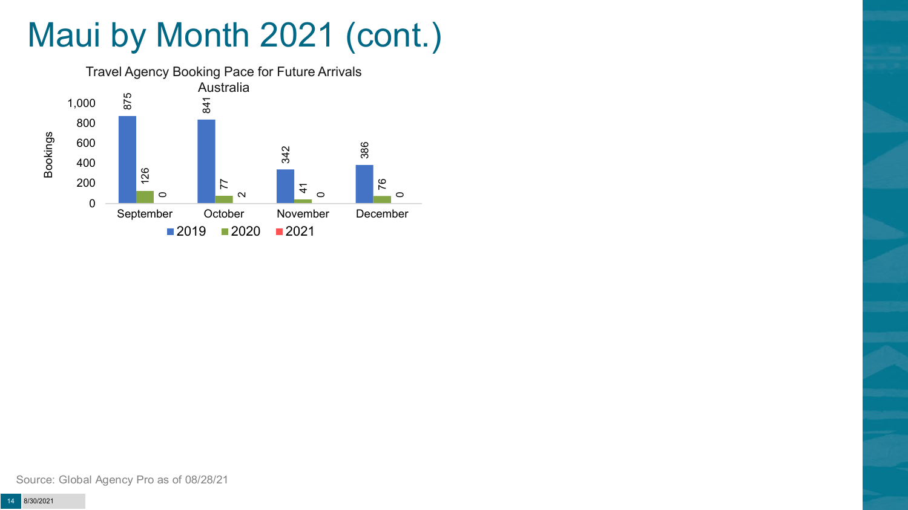# Maui by Month 2021 (cont.)

Travel Agency Booking Pace for Future Arrivals
Australia

| Month | 2019 | 2020 | 2021 |
| --- | --- | --- | --- |
| September | 875 | 126 | 0 |
| October | 841 | 77 | 2 |
| November | 342 | 41 | 0 |
| December | 386 | 76 | 0 |

Source: Global Agency Pro as of 08/28/21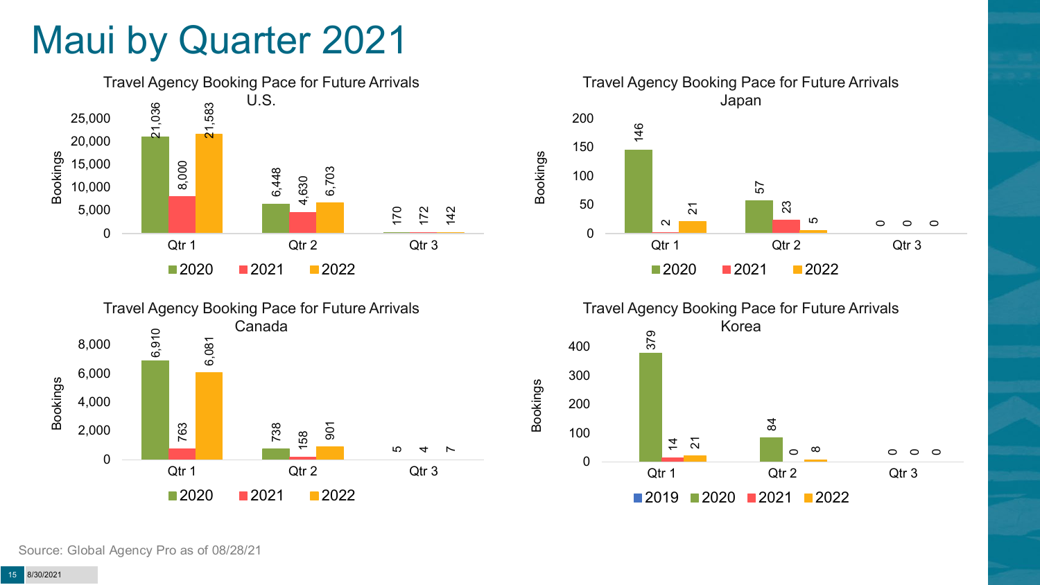# Maui by Quarter 2021

### Travel Agency Booking Pace for Future Arrivals U.S.

| Bookings | 2020 | 2021 | 2022 |
|---|---|---|---|
| Qtr 1 | 21,036 | 8,000 | 21,583 |
| Qtr 2 | 6,448 | 4,630 | 6,703 |
| Qtr 3 | 170 | 172 | 142 |

### Travel Agency Booking Pace for Future Arrivals Japan

| Bookings | 2020 | 2021 | 2022 |
|---|---|---|---|
| Qtr 1 | 146 | 2 | 21 |
| Qtr 2 | 57 | 23 | 5 |
| Qtr 3 | 0 | 0 | 0 |

### Travel Agency Booking Pace for Future Arrivals Canada

| Bookings | 2020 | 2021 | 2022 |
|---|---|---|---|
| Qtr 1 | 6,910 | 763 | 6,081 |
| Qtr 2 | 738 | 158 | 901 |
| Qtr 3 | 5 | 4 | 7 |

### Travel Agency Booking Pace for Future Arrivals Korea

| Bookings | 2019 | 2020 | 2021 | 2022 |
|---|---|---|---|---|
| Qtr 1 | | 379 | 14 | 21 |
| Qtr 2 | | 84 | 0 | 8 |
| Qtr 3 | | 0 | 0 | 0 |

Source: Global Agency Pro as of 08/28/21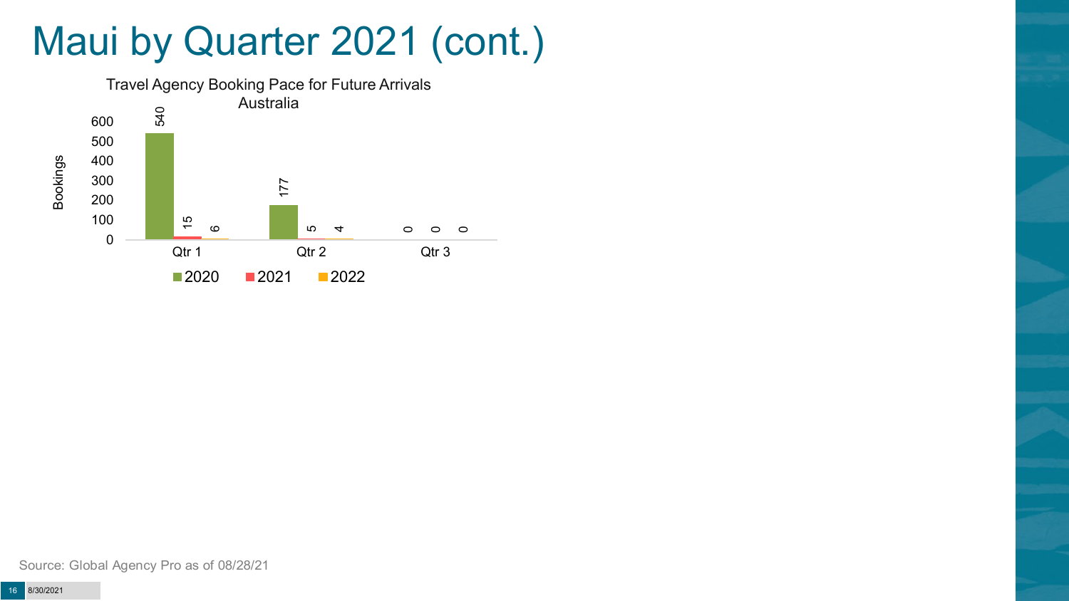# Maui by Quarter 2021 (cont.)

Travel Agency Booking Pace for Future Arrivals
Australia

| | 2020 | 2021 | 2022 |
|---|---|---|---|
| Qtr 1 | 540 | 15 | 6 |
| Qtr 2 | 177 | 5 | 4 |
| Qtr 3 | 0 | 0 | 0 |

Source: Global Agency Pro as of 08/28/21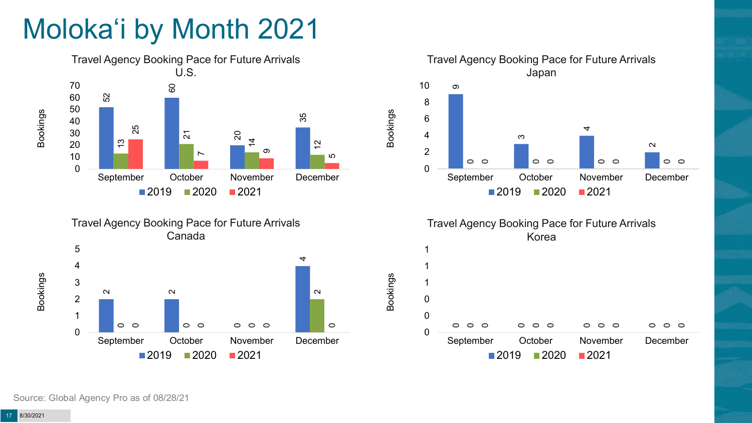# Molokaʻi by Month 2021

## Travel Agency Booking Pace for Future Arrivals U.S.

| Bookings | September | October | November | December |
|---|---|---|---|---|
| 2019 | 52 | 60 | 20 | 35 |
| 2020 | 13 | 21 | 14 | 12 |
| 2021 | 25 | 7 | 9 | 5 |

## Travel Agency Booking Pace for Future Arrivals Japan

| Bookings | September | October | November | December |
|---|---|---|---|---|
| 2019 | 9 | 3 | 4 | 2 |
| 2020 | 0 | 0 | 0 | 0 |
| 2021 | 0 | 0 | 0 | 0 |

## Travel Agency Booking Pace for Future Arrivals Canada

| Bookings | September | October | November | December |
|---|---|---|---|---|
| 2019 | 2 | 2 | 0 | 4 |
| 2020 | 0 | 0 | 0 | 2 |
| 2021 | 0 | 0 | 0 | 0 |

## Travel Agency Booking Pace for Future Arrivals Korea

| Bookings | September | October | November | December |
|---|---|---|---|---|
| 2019 | 0 | 0 | 0 | 0 |
| 2020 | 0 | 0 | 0 | 0 |
| 2021 | 0 | 0 | 0 | 0 |

Source: Global Agency Pro as of 08/28/21

8/30/2021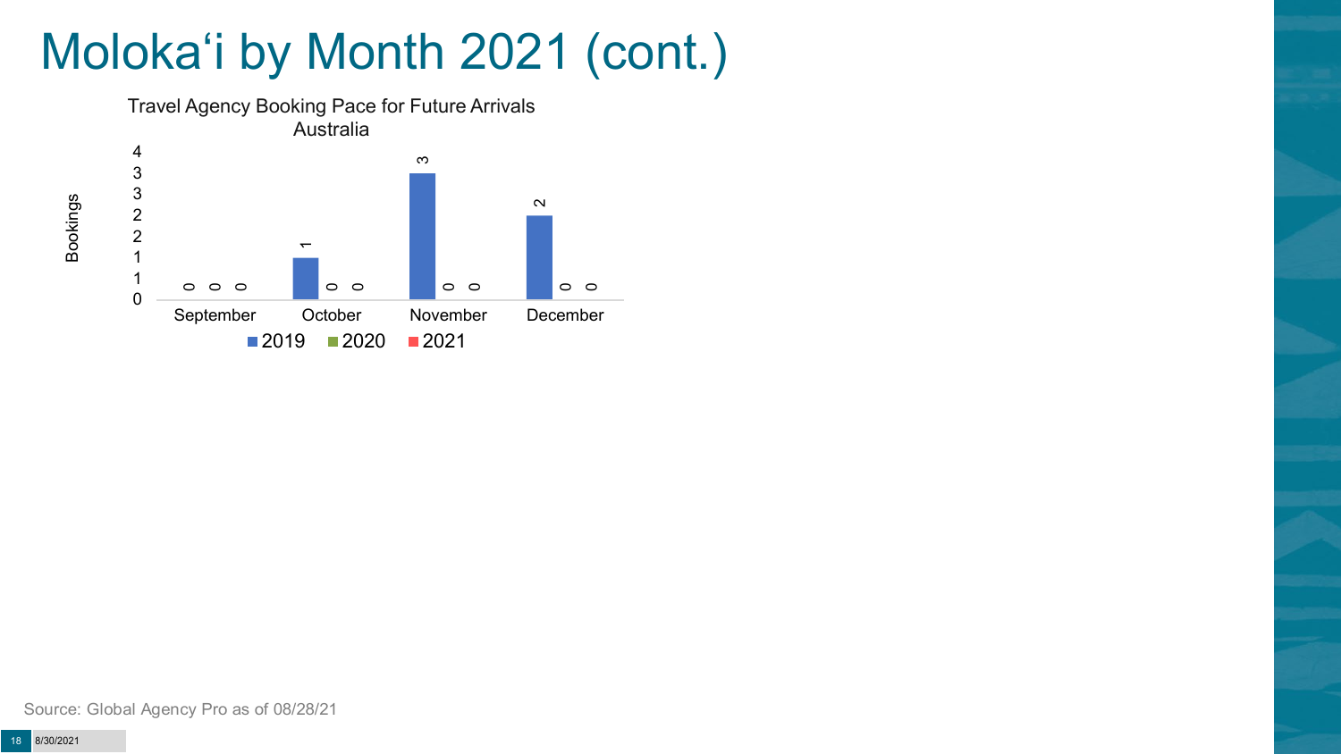# Moloka‘i by Month 2021 (cont.)

Travel Agency Booking Pace for Future Arrivals
Australia

| Month | 2019 | 2020 | 2021 |
|---|---|---|---|
| September | 0 | 0 | 0 |
| October | 1 | 0 | 0 |
| November | 3 | 0 | 0 |
| December | 2 | 0 | 0 |

Source: Global Agency Pro as of 08/28/21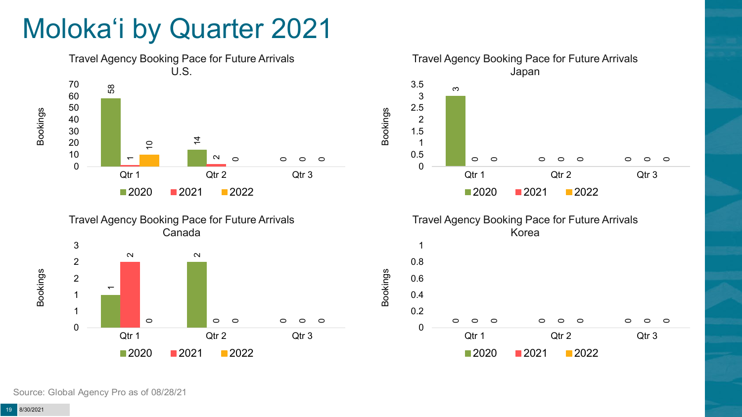# Molokaʻi by Quarter 2021

### Travel Agency Booking Pace for Future Arrivals U.S.

| Bookings | 2020 | 2021 | 2022 |
|---|---|---|---|
| Qtr 1 | 58 | 1 | 10 |
| Qtr 2 | 14 | 2 | 0 |
| Qtr 3 | 0 | 0 | 0 |

### Travel Agency Booking Pace for Future Arrivals Japan

| Bookings | 2020 | 2021 | 2022 |
|---|---|---|---|
| Qtr 1 | 3 | 0 | 0 |
| Qtr 2 | 0 | 0 | 0 |
| Qtr 3 | 0 | 0 | 0 |

### Travel Agency Booking Pace for Future Arrivals Canada

| Bookings | 2020 | 2021 | 2022 |
|---|---|---|---|
| Qtr 1 | 1 | 2 | 0 |
| Qtr 2 | 2 | 0 | 0 |
| Qtr 3 | 0 | 0 | 0 |

### Travel Agency Booking Pace for Future Arrivals Korea

| Bookings | 2020 | 2021 | 2022 |
|---|---|---|---|
| Qtr 1 | 0 | 0 | 0 |
| Qtr 2 | 0 | 0 | 0 |
| Qtr 3 | 0 | 0 | 0 |

Source: Global Agency Pro as of 08/28/21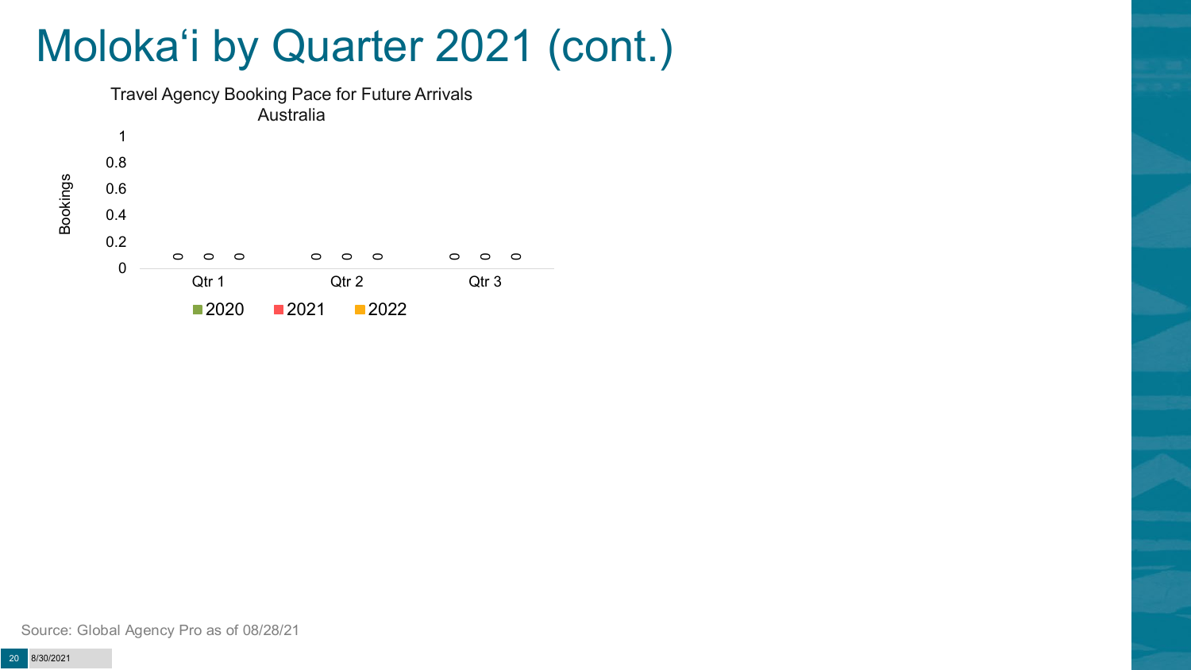# Molokaʻi by Quarter 2021 (cont.)

Travel Agency Booking Pace for Future Arrivals
Australia

| Quarter | 2020 | 2021 | 2022 |
| --- | --- | --- | --- |
| Qtr 1 | 0 | 0 | 0 |
| Qtr 2 | 0 | 0 | 0 |
| Qtr 3 | 0 | 0 | 0 |

Source: Global Agency Pro as of 08/28/21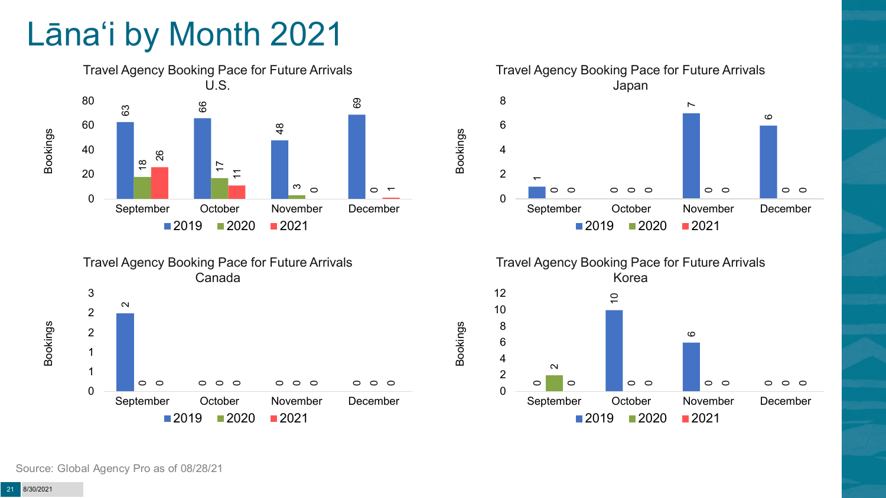# Lāna'i by Month 2021

### Travel Agency Booking Pace for Future Arrivals U.S.

| Bookings | September | October | November | December |
|---|---|---|---|---|
| 2019 | 63 | 66 | 48 | 69 |
| 2020 | 18 | 17 | 3 | 0 |
| 2021 | 26 | 11 | 0 | 1 |

### Travel Agency Booking Pace for Future Arrivals Japan

| Bookings | September | October | November | December |
|---|---|---|---|---|
| 2019 | 1 | 0 | 7 | 6 |
| 2020 | 0 | 0 | 0 | 0 |
| 2021 | 0 | 0 | 0 | 0 |

### Travel Agency Booking Pace for Future Arrivals Canada

| Bookings | September | October | November | December |
|---|---|---|---|---|
| 2019 | 2 | 0 | 0 | 0 |
| 2020 | 0 | 0 | 0 | 0 |
| 2021 | 0 | 0 | 0 | 0 |

### Travel Agency Booking Pace for Future Arrivals Korea

| Bookings | September | October | November | December |
|---|---|---|---|---|
| 2019 | 0 | 10 | 6 | 0 |
| 2020 | 2 | 0 | 0 | 0 |
| 2021 | 0 | 0 | 0 | 0 |

Source: Global Agency Pro as of 08/28/21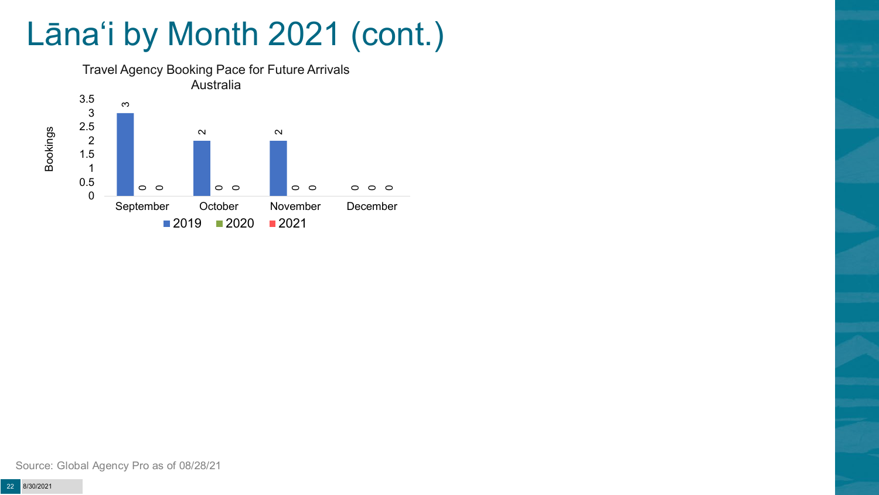# Lānaʻi by Month 2021 (cont.)

Travel Agency Booking Pace for Future Arrivals
Australia

| Month | 2019 | 2020 | 2021 |
| --- | --- | --- | --- |
| September | 3 | 0 | 0 |
| October | 2 | 0 | 0 |
| November | 2 | 0 | 0 |
| December | 0 | 0 | 0 |

Source: Global Agency Pro as of 08/28/21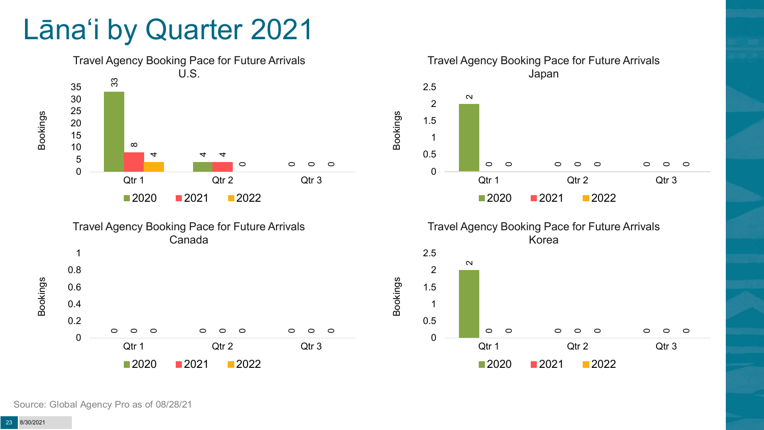# Lānaʻi by Quarter 2021

### Travel Agency Booking Pace for Future Arrivals U.S.

| Bookings | 2020 | 2021 | 2022 |
| --- | --- | --- | --- |
| Qtr 1 | 33 | 8 | 4 |
| Qtr 2 | 4 | 4 | 0 |
| Qtr 3 | 0 | 0 | 0 |

### Travel Agency Booking Pace for Future Arrivals Japan

| Bookings | 2020 | 2021 | 2022 |
| --- | --- | --- | --- |
| Qtr 1 | 2 | 0 | 0 |
| Qtr 2 | 0 | 0 | 0 |
| Qtr 3 | 0 | 0 | 0 |

### Travel Agency Booking Pace for Future Arrivals Canada

| Bookings | 2020 | 2021 | 2022 |
| --- | --- | --- | --- |
| Qtr 1 | 0 | 0 | 0 |
| Qtr 2 | 0 | 0 | 0 |
| Qtr 3 | 0 | 0 | 0 |

### Travel Agency Booking Pace for Future Arrivals Korea

| Bookings | 2020 | 2021 | 2022 |
| --- | --- | --- | --- |
| Qtr 1 | 2 | 0 | 0 |
| Qtr 2 | 0 | 0 | 0 |
| Qtr 3 | 0 | 0 | 0 |

Source: Global Agency Pro as of 08/28/21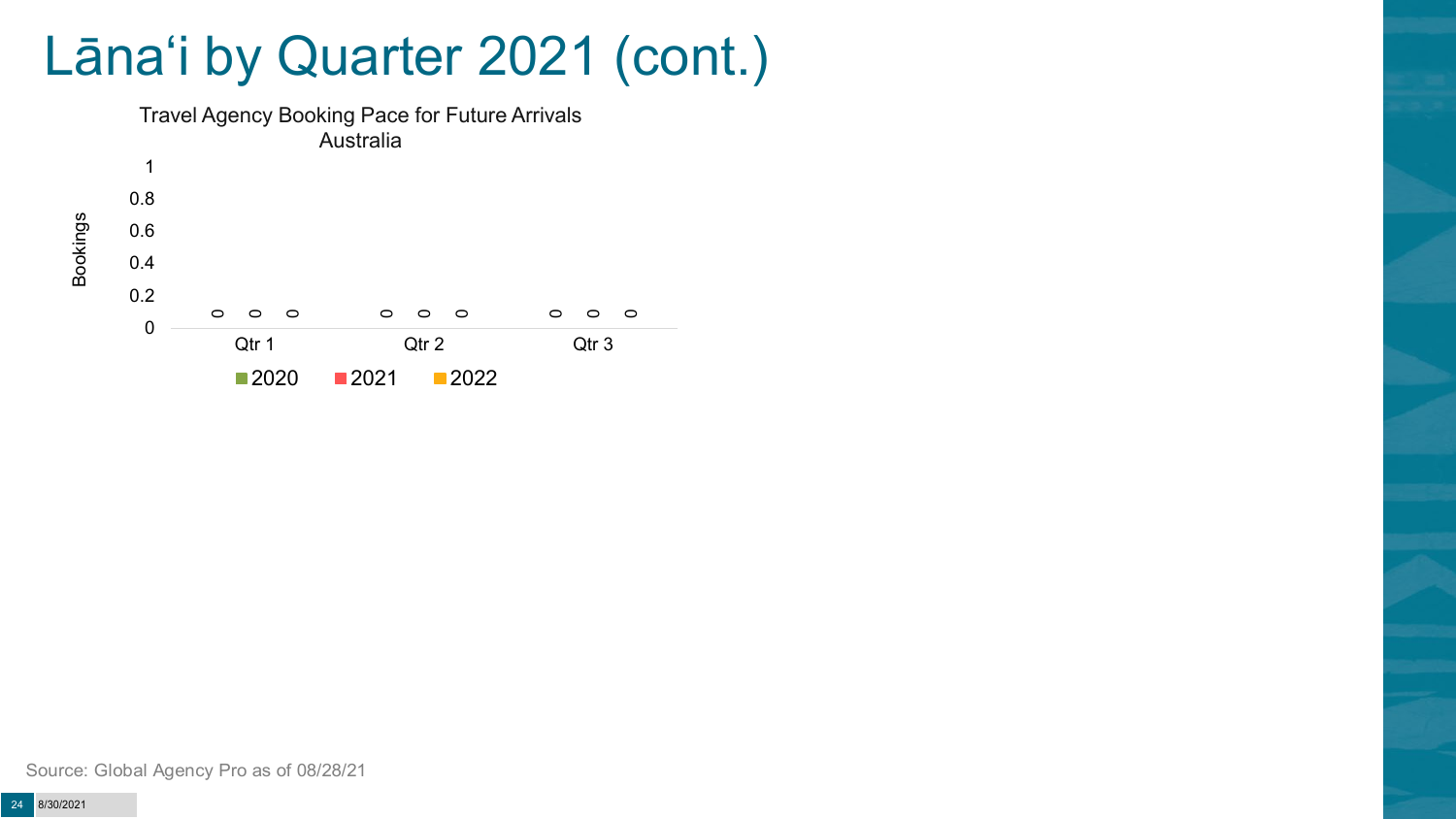# Lānaʻi by Quarter 2021 (cont.)

Travel Agency Booking Pace for Future Arrivals
Australia

| | 2020 | 2021 | 2022 |
|---|---|---|---|
| Qtr 1 | 0 | 0 | 0 |
| Qtr 2 | 0 | 0 | 0 |
| Qtr 3 | 0 | 0 | 0 |

Source: Global Agency Pro as of 08/28/21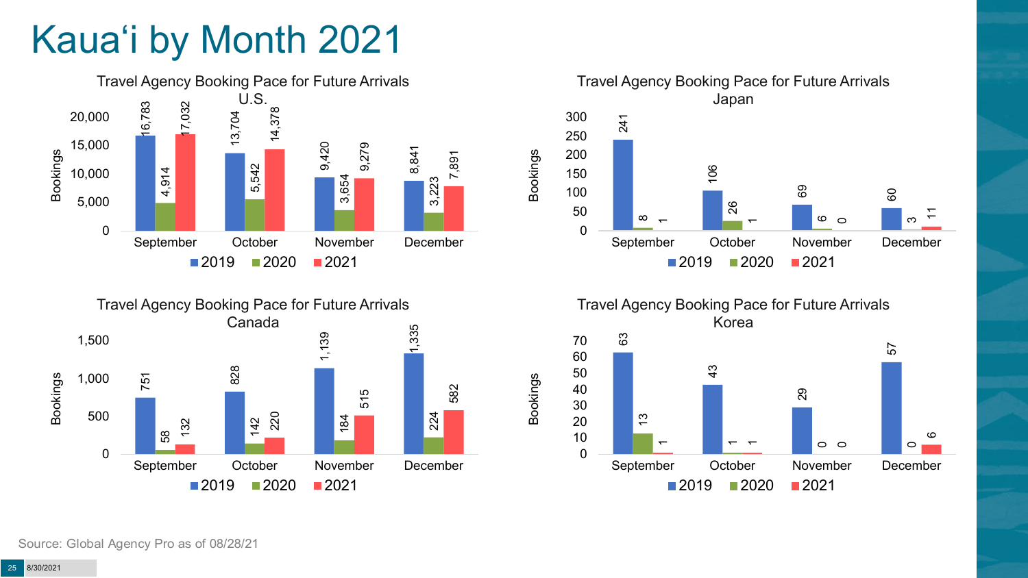# Kaua'i by Month 2021

**Travel Agency Booking Pace for Future Arrivals U.S.**

| Month | 2019 | 2020 | 2021 |
| --- | --- | --- | --- |
| September | 16,783 | 4,914 | 17,032 |
| October | 13,704 | 5,542 | 14,378 |
| November | 9,420 | 3,654 | 9,279 |
| December | 8,841 | 3,223 | 7,891 |

**Travel Agency Booking Pace for Future Arrivals Japan**

| Month | 2019 | 2020 | 2021 |
| --- | --- | --- | --- |
| September | 241 | 8 | 1 |
| October | 106 | 26 | 1 |
| November | 69 | 6 | 0 |
| December | 60 | 3 | 11 |

**Travel Agency Booking Pace for Future Arrivals Canada**

| Month | 2019 | 2020 | 2021 |
| --- | --- | --- | --- |
| September | 751 | 58 | 132 |
| October | 828 | 142 | 220 |
| November | 1,139 | 184 | 515 |
| December | 1,335 | 224 | 582 |

**Travel Agency Booking Pace for Future Arrivals Korea**

| Month | 2019 | 2020 | 2021 |
| --- | --- | --- | --- |
| September | 63 | 13 | 1 |
| October | 43 | 1 | 1 |
| November | 29 | 0 | 0 |
| December | 57 | 0 | 6 |

Source: Global Agency Pro as of 08/28/21

8/30/2021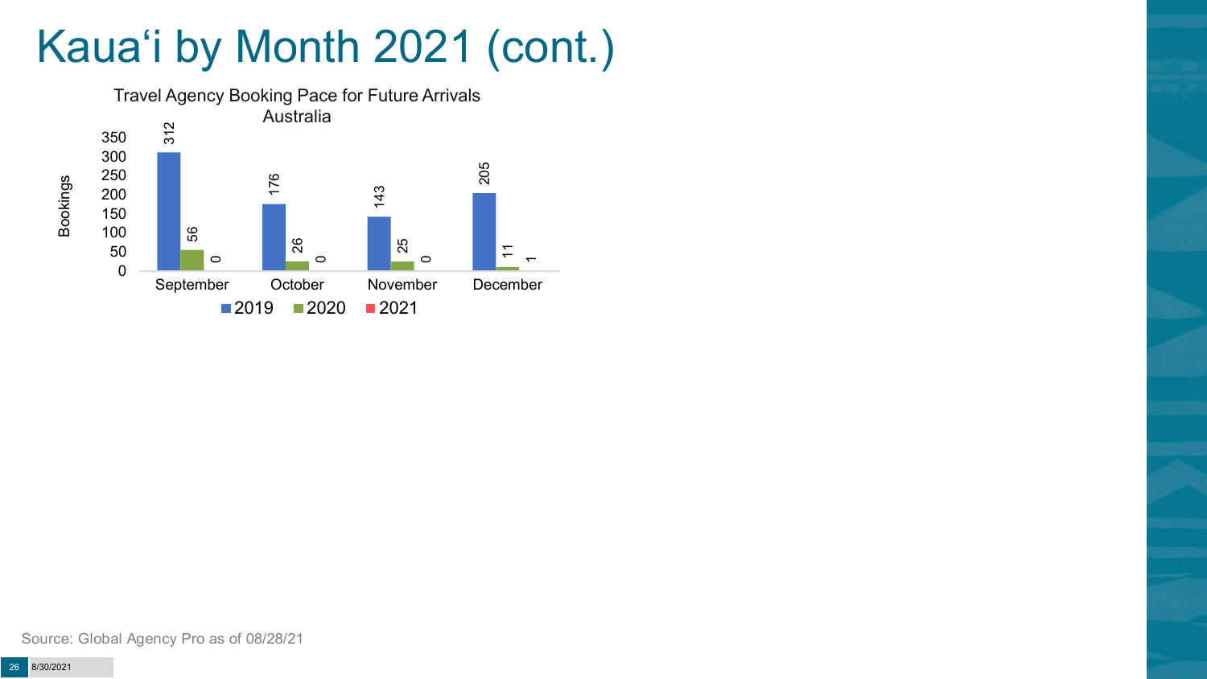# Kauaʻi by Month 2021 (cont.)

Travel Agency Booking Pace for Future Arrivals
Australia

| Month | 2019 | 2020 | 2021 |
|---|---|---|---|
| September | 312 | 56 | 0 |
| October | 176 | 26 | 0 |
| November | 143 | 25 | 0 |
| December | 205 | 11 | 1 |

Source: Global Agency Pro as of 08/28/21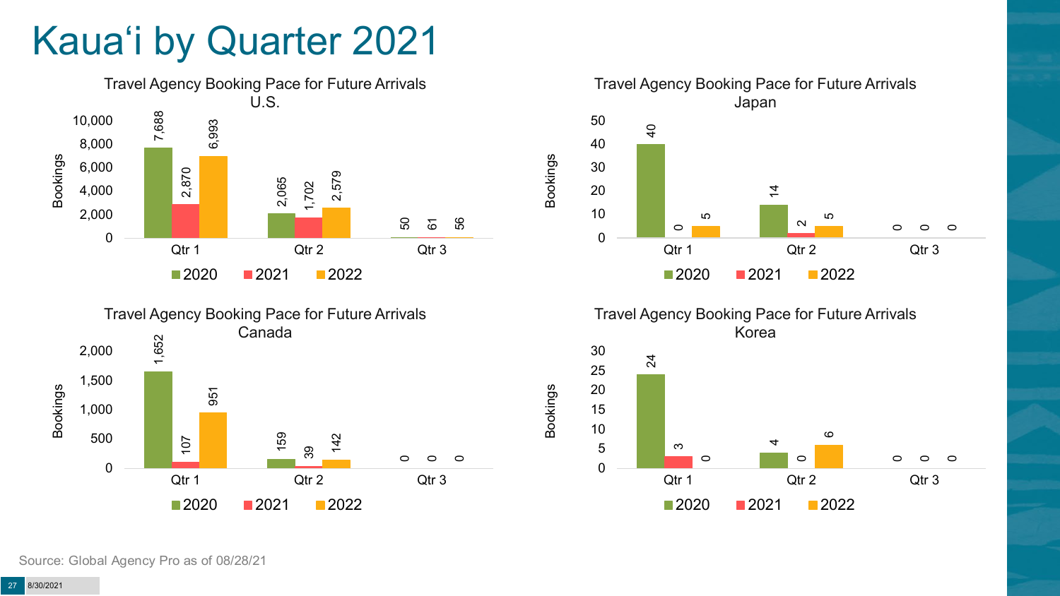# Kauaʻi by Quarter 2021

**Travel Agency Booking Pace for Future Arrivals U.S.**

| Bookings | 2020 | 2021 | 2022 |
|---|---|---|---|
| Qtr 1 | 7,688 | 2,870 | 6,993 |
| Qtr 2 | 2,065 | 1,702 | 2,579 |
| Qtr 3 | 50 | 61 | 56 |

**Travel Agency Booking Pace for Future Arrivals Japan**

| Bookings | 2020 | 2021 | 2022 |
|---|---|---|---|
| Qtr 1 | 40 | 0 | 5 |
| Qtr 2 | 14 | 2 | 5 |
| Qtr 3 | 0 | 0 | 0 |

**Travel Agency Booking Pace for Future Arrivals Canada**

| Bookings | 2020 | 2021 | 2022 |
|---|---|---|---|
| Qtr 1 | 1,652 | 107 | 951 |
| Qtr 2 | 159 | 39 | 142 |
| Qtr 3 | 0 | 0 | 0 |

**Travel Agency Booking Pace for Future Arrivals Korea**

| Bookings | 2020 | 2021 | 2022 |
|---|---|---|---|
| Qtr 1 | 24 | 3 | 0 |
| Qtr 2 | 4 | 0 | 6 |
| Qtr 3 | 0 | 0 | 0 |

Source: Global Agency Pro as of 08/28/21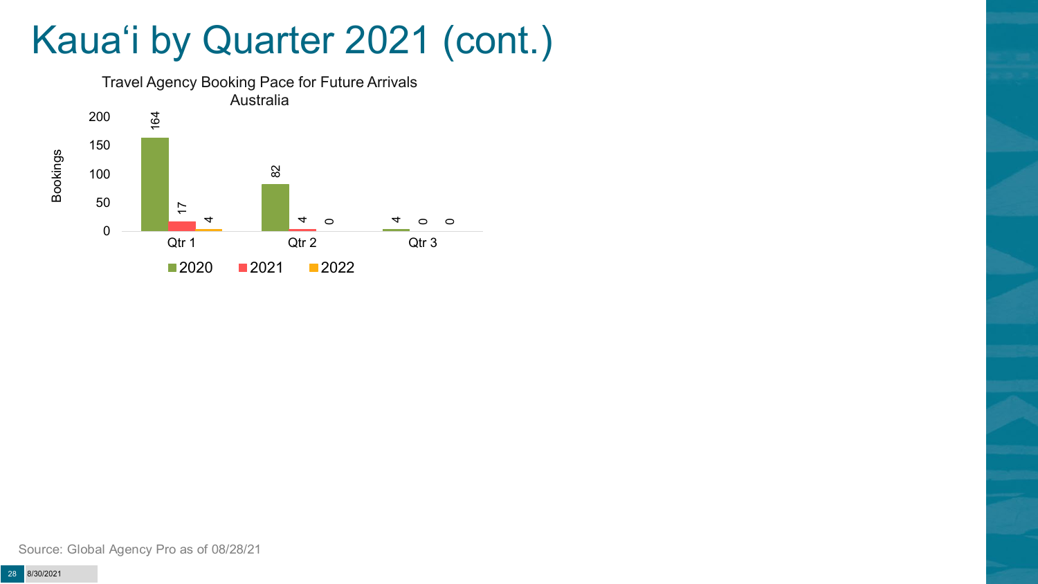# Kaua'i by Quarter 2021 (cont.)

Travel Agency Booking Pace for Future Arrivals
Australia

| | 2020 | 2021 | 2022 |
|---|---|---|---|
| Qtr 1 | 164 | 17 | 4 |
| Qtr 2 | 82 | 4 | 0 |
| Qtr 3 | 4 | 0 | 0 |

Source: Global Agency Pro as of 08/28/21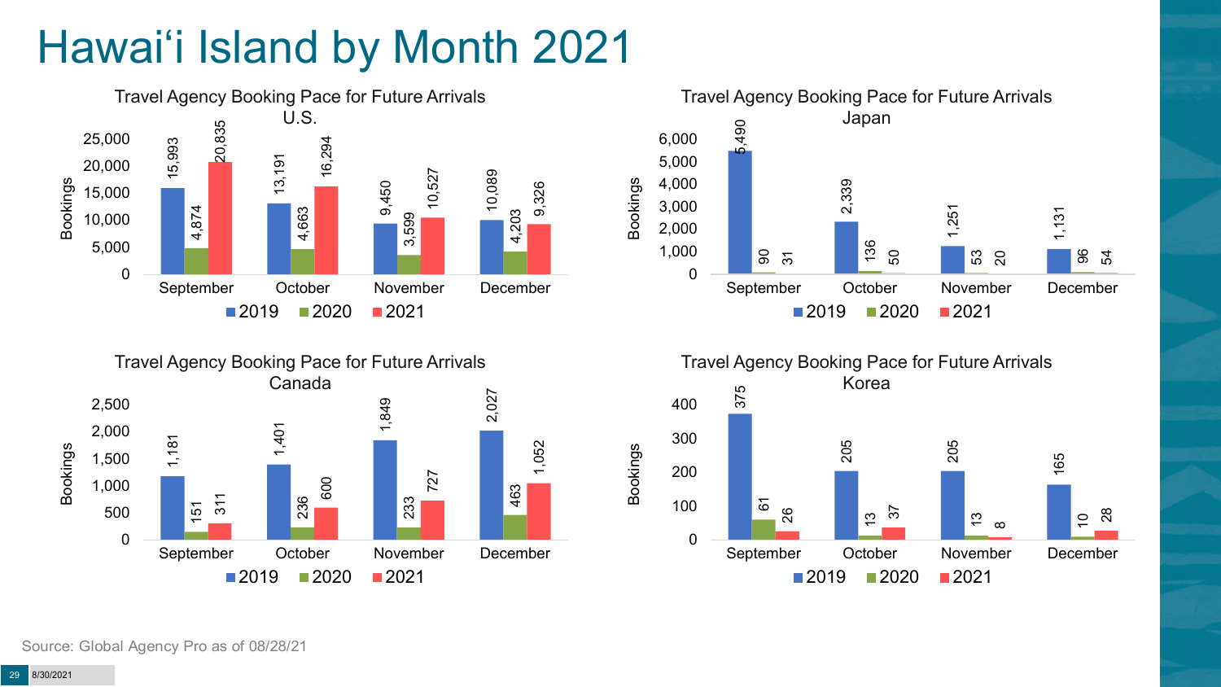# Hawai‘i Island by Month 2021

### Travel Agency Booking Pace for Future Arrivals U.S.

| Bookings | 2019 | 2020 | 2021 |
|---|---|---|---|
| September | 15,993 | 4,874 | 20,835 |
| October | 13,191 | 4,663 | 16,294 |
| November | 9,450 | 3,599 | 10,527 |
| December | 10,089 | 4,203 | 9,326 |

### Travel Agency Booking Pace for Future Arrivals Japan

| Bookings | 2019 | 2020 | 2021 |
|---|---|---|---|
| September | 5,490 | 90 | 31 |
| October | 2,339 | 136 | 50 |
| November | 1,251 | 53 | 20 |
| December | 1,131 | 96 | 54 |

### Travel Agency Booking Pace for Future Arrivals Canada

| Bookings | 2019 | 2020 | 2021 |
|---|---|---|---|
| September | 1,181 | 151 | 311 |
| October | 1,401 | 236 | 600 |
| November | 1,849 | 233 | 727 |
| December | 2,027 | 463 | 1,052 |

### Travel Agency Booking Pace for Future Arrivals Korea

| Bookings | 2019 | 2020 | 2021 |
|---|---|---|---|
| September | 375 | 61 | 26 |
| October | 205 | 13 | 37 |
| November | 205 | 13 | 8 |
| December | 165 | 10 | 28 |

Source: Global Agency Pro as of 08/28/21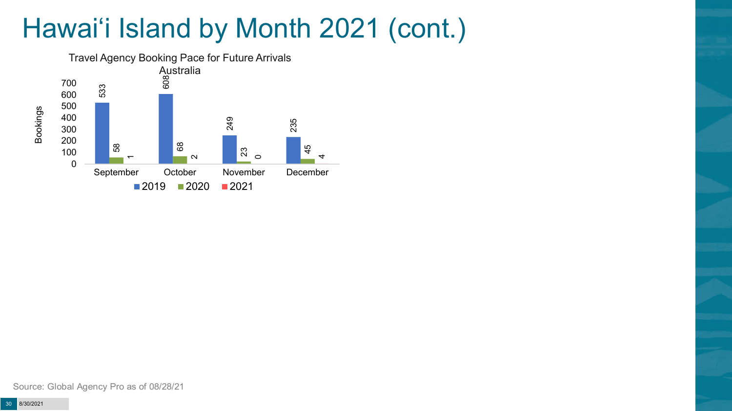# Hawai'i Island by Month 2021 (cont.)

Travel Agency Booking Pace for Future Arrivals
Australia

| Month | 2019 | 2020 | 2021 |
|---|---|---|---|
| September | 533 | 58 | 1 |
| October | 608 | 68 | 2 |
| November | 249 | 23 | 0 |
| December | 235 | 45 | 4 |

Source: Global Agency Pro as of 08/28/21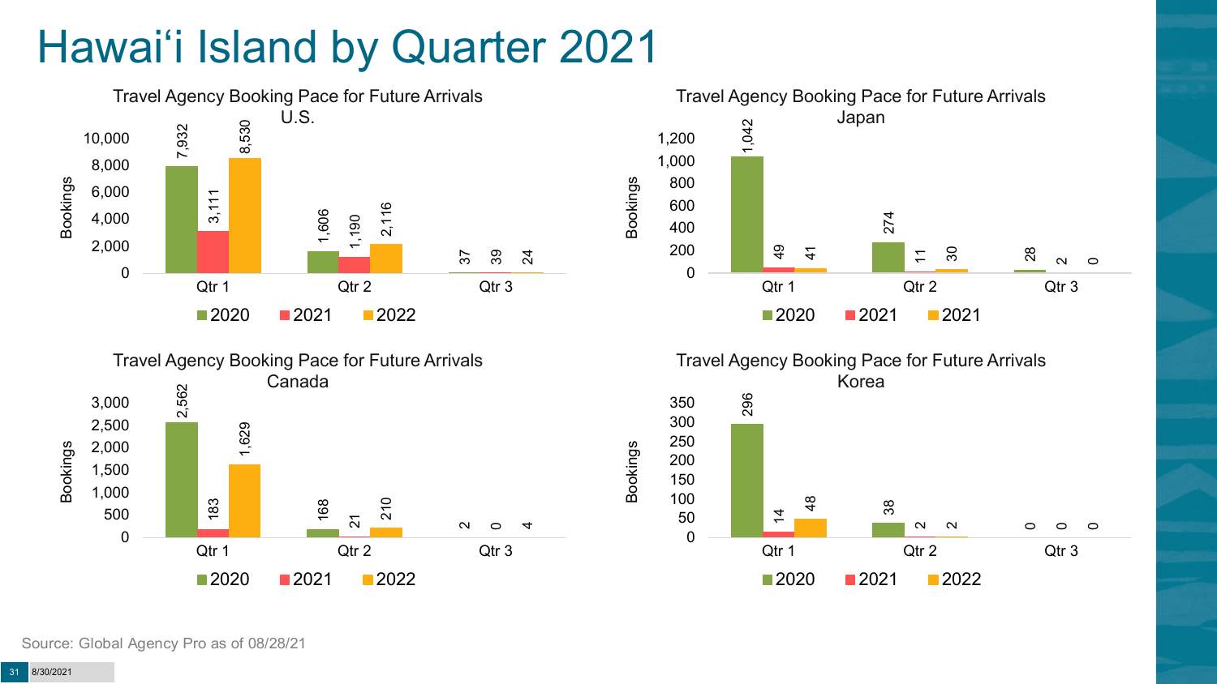# Hawaiʻi Island by Quarter 2021

**Travel Agency Booking Pace for Future Arrivals U.S.**

| Bookings | 2020 | 2021 | 2022 |
| --- | --- | --- | --- |
| Qtr 1 | 7,932 | 3,111 | 8,530 |
| Qtr 2 | 1,606 | 1,190 | 2,116 |
| Qtr 3 | 37 | 39 | 24 |

**Travel Agency Booking Pace for Future Arrivals Japan**

| Bookings | 2020 | 2021 | 2021 |
| --- | --- | --- | --- |
| Qtr 1 | 1,042 | 49 | 41 |
| Qtr 2 | 274 | 11 | 30 |
| Qtr 3 | 28 | 2 | 0 |

**Travel Agency Booking Pace for Future Arrivals Canada**

| Bookings | 2020 | 2021 | 2022 |
| --- | --- | --- | --- |
| Qtr 1 | 2,562 | 183 | 1,629 |
| Qtr 2 | 168 | 21 | 210 |
| Qtr 3 | 2 | 0 | 4 |

**Travel Agency Booking Pace for Future Arrivals Korea**

| Bookings | 2020 | 2021 | 2022 |
| --- | --- | --- | --- |
| Qtr 1 | 296 | 14 | 48 |
| Qtr 2 | 38 | 2 | 2 |
| Qtr 3 | 0 | 0 | 0 |

Source: Global Agency Pro as of 08/28/21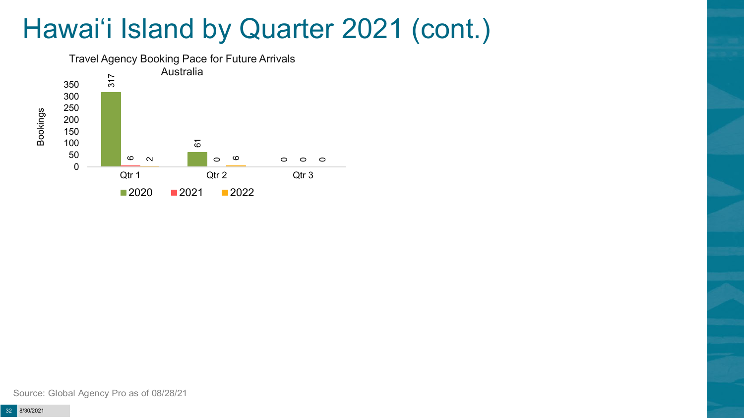# Hawai‘i Island by Quarter 2021 (cont.)

Travel Agency Booking Pace for Future Arrivals
Australia

Bookings

350
300
250
200
150
100
50
0

317
6
2
61
0
6
0
0
0

Qtr 1
Qtr 2
Qtr 3

2020
2021
2022

Source: Global Agency Pro as of 08/28/21